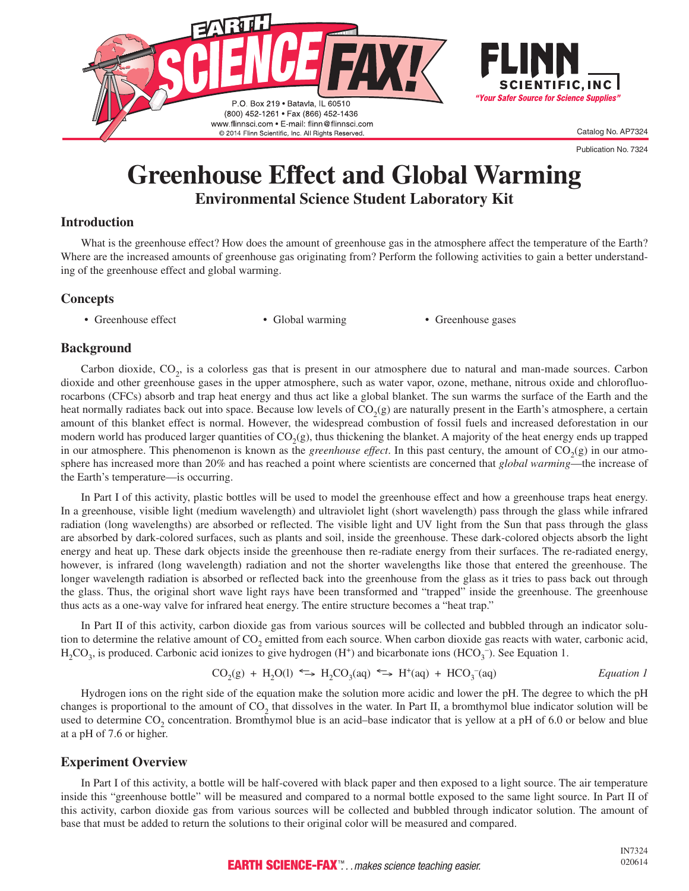Catalog No. AP7324

Publication No. 7324

# Greenhouse Effect and Global Warming

### Environmental Science Student Laboratory Kit

## Introduction

What is the greenhouse effect? How does the amount of greenhouse gas in the atmosphere affect the temperature of the Earth? Where are the increased amounts of greenhouse gas originating from? Perform the following activities to gain a better understanding of the greenhouse effect and global warming.

## Concepts

- Greenhouse effect
- Global warming
- Greenhouse gases

## Background

Carbon dioxide, $CO_2$, is a colorless gas that is present in our atmosphere due to natural and man-made sources. Carbon dioxide and other greenhouse gases in the upper atmosphere, such as water vapor, ozone, methane, nitrous oxide and chlorofluorocarbons (CFCs) absorb and trap heat energy and thus act like a global blanket. The sun warms the surface of the Earth and the heat normally radiates back out into space. Because low levels of $CO_2(g)$ are naturally present in the Earth's atmosphere, a certain amount of this blanket effect is normal. However, the widespread combustion of fossil fuels and increased deforestation in our modern world has produced larger quantities of $CO_2(g)$, thus thickening the blanket. A majority of the heat energy ends up trapped in our atmosphere. This phenomenon is known as the *greenhouse effect*. In this past century, the amount of $CO_2(g)$ in our atmosphere has increased more than 20% and has reached a point where scientists are concerned that *global warming*—the increase of the Earth's temperature—is occurring.

In Part I of this activity, plastic bottles will be used to model the greenhouse effect and how a greenhouse traps heat energy. In a greenhouse, visible light (medium wavelength) and ultraviolet light (short wavelength) pass through the glass while infrared radiation (long wavelengths) are absorbed or reflected. The visible light and UV light from the Sun that pass through the glass are absorbed by dark-colored surfaces, such as plants and soil, inside the greenhouse. These dark-colored objects absorb the light energy and heat up. These dark objects inside the greenhouse then re-radiate energy from their surfaces. The re-radiated energy, however, is infrared (long wavelength) radiation and not the shorter wavelengths like those that entered the greenhouse. The longer wavelength radiation is absorbed or reflected back into the greenhouse from the glass as it tries to pass back out through the glass. Thus, the original short wave light rays have been transformed and "trapped" inside the greenhouse. The greenhouse thus acts as a one-way valve for infrared heat energy. The entire structure becomes a "heat trap."

In Part II of this activity, carbon dioxide gas from various sources will be collected and bubbled through an indicator solution to determine the relative amount of $CO_2$ emitted from each source. When carbon dioxide gas reacts with water, carbonic acid, $H_2CO_3$, is produced. Carbonic acid ionizes to give hydrogen ($H^+$) and bicarbonate ions ($HCO_3^-$). See Equation 1.

$$CO_2(g) + H_2O(l) \rightleftharpoons H_2CO_3(aq) \rightleftharpoons H^+(aq) + HCO_3^-(aq) \qquad \textit{Equation 1}$$

Hydrogen ions on the right side of the equation make the solution more acidic and lower the pH. The degree to which the pH changes is proportional to the amount of $CO_2$ that dissolves in the water. In Part II, a bromthymol blue indicator solution will be used to determine $CO_2$ concentration. Bromthymol blue is an acid–base indicator that is yellow at a pH of 6.0 or below and blue at a pH of 7.6 or higher.

## Experiment Overview

In Part I of this activity, a bottle will be half-covered with black paper and then exposed to a light source. The air temperature inside this "greenhouse bottle" will be measured and compared to a normal bottle exposed to the same light source. In Part II of this activity, carbon dioxide gas from various sources will be collected and bubbled through indicator solution. The amount of base that must be added to return the solutions to their original color will be measured and compared.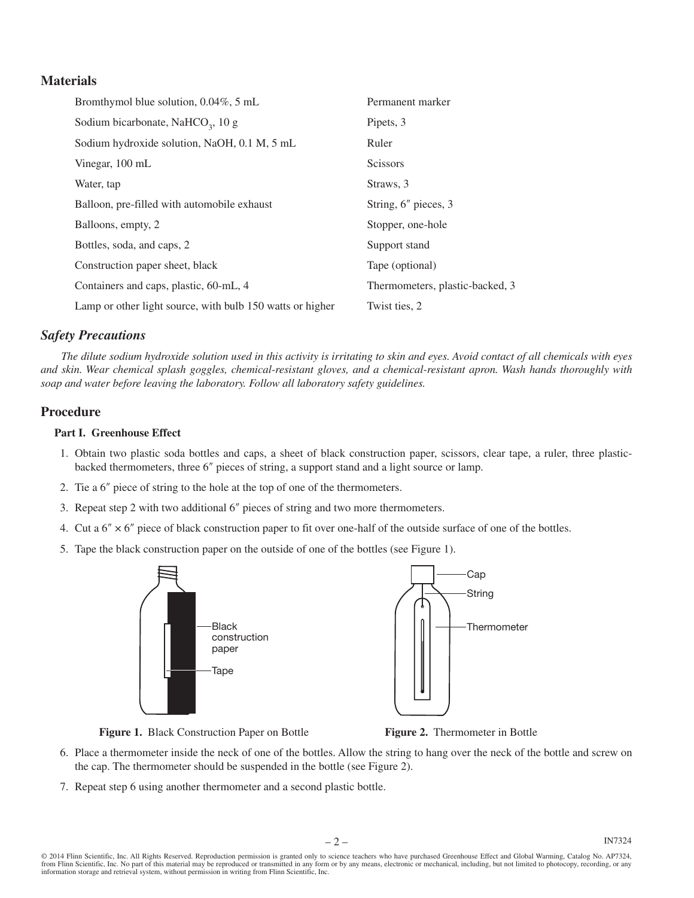## Materials

| | |
|---|---|
| Bromthymol blue solution, 0.04%, 5 mL | Permanent marker |
| Sodium bicarbonate, $NaHCO_3$, 10 g | Pipets, 3 |
| Sodium hydroxide solution, NaOH, 0.1 M, 5 mL | Ruler |
| Vinegar, 100 mL | Scissors |
| Water, tap | Straws, 3 |
| Balloon, pre-filled with automobile exhaust | String, 6″ pieces, 3 |
| Balloons, empty, 2 | Stopper, one-hole |
| Bottles, soda, and caps, 2 | Support stand |
| Construction paper sheet, black | Tape (optional) |
| Containers and caps, plastic, 60-mL, 4 | Thermometers, plastic-backed, 3 |
| Lamp or other light source, with bulb 150 watts or higher | Twist ties, 2 |

### *Safety Precautions*

*The dilute sodium hydroxide solution used in this activity is irritating to skin and eyes. Avoid contact of all chemicals with eyes and skin. Wear chemical splash goggles, chemical-resistant gloves, and a chemical-resistant apron. Wash hands thoroughly with soap and water before leaving the laboratory. Follow all laboratory safety guidelines.*

## Procedure

**Part I. Greenhouse Effect**

1. Obtain two plastic soda bottles and caps, a sheet of black construction paper, scissors, clear tape, a ruler, three plastic-backed thermometers, three 6″ pieces of string, a support stand and a light source or lamp.
2. Tie a 6″ piece of string to the hole at the top of one of the thermometers.
3. Repeat step 2 with two additional 6″ pieces of string and two more thermometers.
4. Cut a 6″ × 6″ piece of black construction paper to fit over one-half of the outside surface of one of the bottles.
5. Tape the black construction paper on the outside of one of the bottles (see Figure 1).

**Figure 1.** Black Construction Paper on Bottle

**Figure 2.** Thermometer in Bottle

6. Place a thermometer inside the neck of one of the bottles. Allow the string to hang over the neck of the bottle and screw on the cap. The thermometer should be suspended in the bottle (see Figure 2).
7. Repeat step 6 using another thermometer and a second plastic bottle.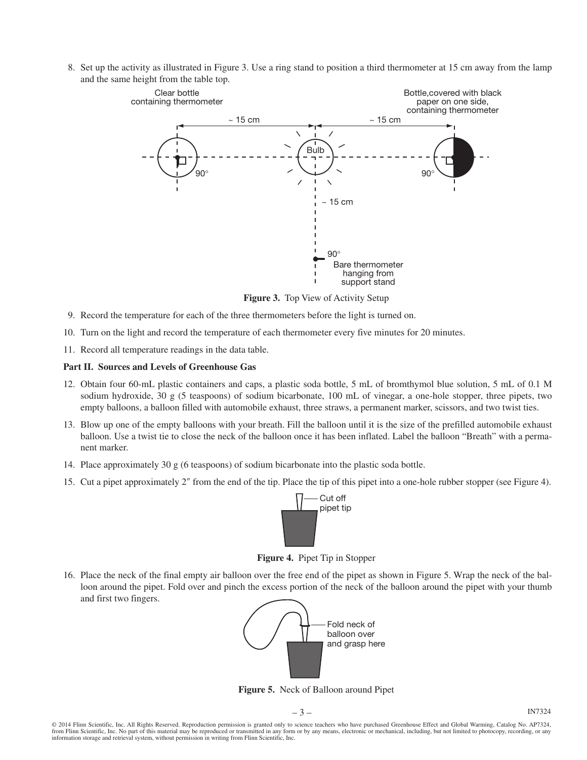8. Set up the activity as illustrated in Figure 3. Use a ring stand to position a third thermometer at 15 cm away from the lamp and the same height from the table top.

**Figure 3.** Top View of Activity Setup

9. Record the temperature for each of the three thermometers before the light is turned on.

10. Turn on the light and record the temperature of each thermometer every five minutes for 20 minutes.

11. Record all temperature readings in the data table.

**Part II. Sources and Levels of Greenhouse Gas**

12. Obtain four 60-mL plastic containers and caps, a plastic soda bottle, 5 mL of bromthymol blue solution, 5 mL of 0.1 M sodium hydroxide, 30 g (5 teaspoons) of sodium bicarbonate, 100 mL of vinegar, a one-hole stopper, three pipets, two empty balloons, a balloon filled with automobile exhaust, three straws, a permanent marker, scissors, and two twist ties.

13. Blow up one of the empty balloons with your breath. Fill the balloon until it is the size of the prefilled automobile exhaust balloon. Use a twist tie to close the neck of the balloon once it has been inflated. Label the balloon "Breath" with a permanent marker.

14. Place approximately 30 g (6 teaspoons) of sodium bicarbonate into the plastic soda bottle.

15. Cut a pipet approximately 2″ from the end of the tip. Place the tip of this pipet into a one-hole rubber stopper (see Figure 4).

**Figure 4.** Pipet Tip in Stopper

16. Place the neck of the final empty air balloon over the free end of the pipet as shown in Figure 5. Wrap the neck of the balloon around the pipet. Fold over and pinch the excess portion of the neck of the balloon around the pipet with your thumb and first two fingers.

**Figure 5.** Neck of Balloon around Pipet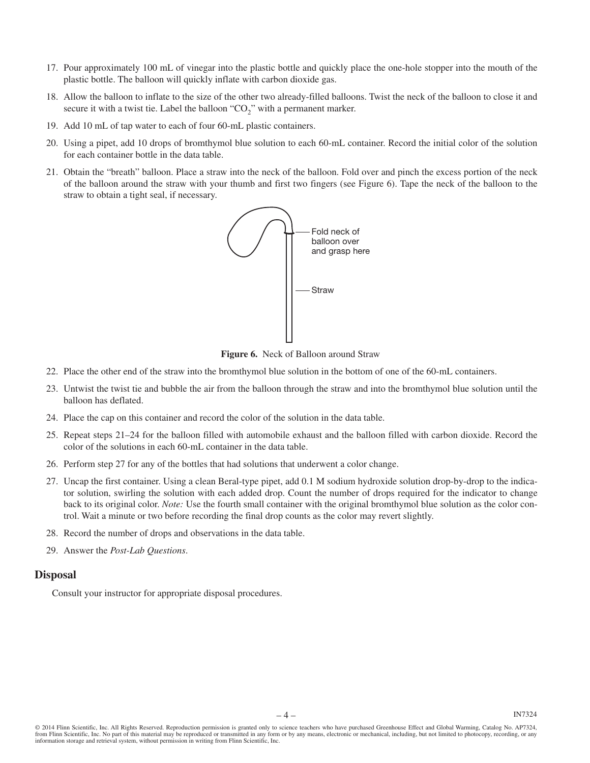17. Pour approximately 100 mL of vinegar into the plastic bottle and quickly place the one-hole stopper into the mouth of the plastic bottle. The balloon will quickly inflate with carbon dioxide gas.
18. Allow the balloon to inflate to the size of the other two already-filled balloons. Twist the neck of the balloon to close it and secure it with a twist tie. Label the balloon "$CO_2$" with a permanent marker.
19. Add 10 mL of tap water to each of four 60-mL plastic containers.
20. Using a pipet, add 10 drops of bromthymol blue solution to each 60-mL container. Record the initial color of the solution for each container bottle in the data table.
21. Obtain the "breath" balloon. Place a straw into the neck of the balloon. Fold over and pinch the excess portion of the neck of the balloon around the straw with your thumb and first two fingers (see Figure 6). Tape the neck of the balloon to the straw to obtain a tight seal, if necessary.

Fold neck of balloon over and grasp here

Straw

**Figure 6.** Neck of Balloon around Straw

22. Place the other end of the straw into the bromthymol blue solution in the bottom of one of the 60-mL containers.
23. Untwist the twist tie and bubble the air from the balloon through the straw and into the bromthymol blue solution until the balloon has deflated.
24. Place the cap on this container and record the color of the solution in the data table.
25. Repeat steps 21–24 for the balloon filled with automobile exhaust and the balloon filled with carbon dioxide. Record the color of the solutions in each 60-mL container in the data table.
26. Perform step 27 for any of the bottles that had solutions that underwent a color change.
27. Uncap the first container. Using a clean Beral-type pipet, add 0.1 M sodium hydroxide solution drop-by-drop to the indicator solution, swirling the solution with each added drop. Count the number of drops required for the indicator to change back to its original color. *Note:* Use the fourth small container with the original bromthymol blue solution as the color control. Wait a minute or two before recording the final drop counts as the color may revert slightly.
28. Record the number of drops and observations in the data table.
29. Answer the *Post-Lab Questions*.

## Disposal

Consult your instructor for appropriate disposal procedures.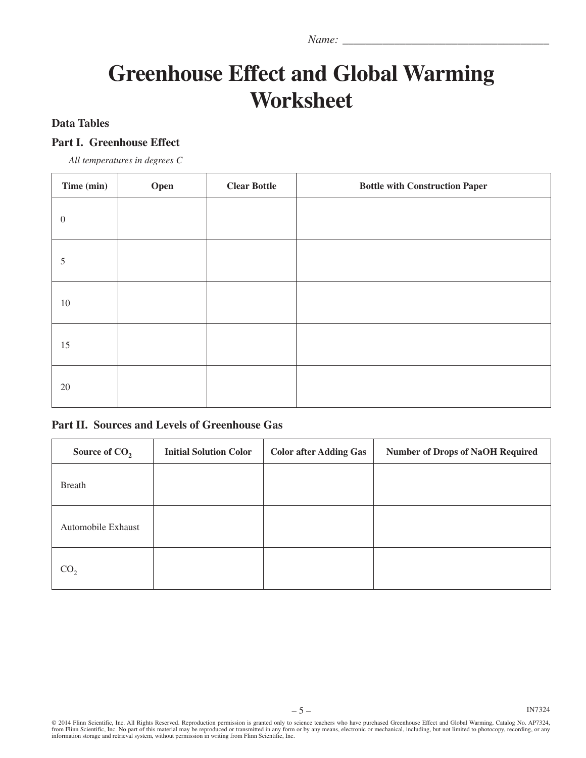Name: ___________________________________

# Greenhouse Effect and Global Warming Worksheet

**Data Tables**

## Part I. Greenhouse Effect

*All temperatures in degrees C*

| Time (min) | Open | Clear Bottle | Bottle with Construction Paper |
|---|---|---|---|
| 0 | | | |
| 5 | | | |
| 10 | | | |
| 15 | | | |
| 20 | | | |

## Part II. Sources and Levels of Greenhouse Gas

| Source of $CO_2$ | Initial Solution Color | Color after Adding Gas | Number of Drops of NaOH Required |
|---|---|---|---|
| Breath | | | |
| Automobile Exhaust | | | |
| $CO_2$ | | | |

IN7324

© 2014 Flinn Scientific, Inc. All Rights Reserved. Reproduction permission is granted only to science teachers who have purchased Greenhouse Effect and Global Warming, Catalog No. AP7324, from Flinn Scientific, Inc. No part of this material may be reproduced or transmitted in any form or by any means, electronic or mechanical, including, but not limited to photocopy, recording, or any information storage and retrieval system, without permission in writing from Flinn Scientific, Inc.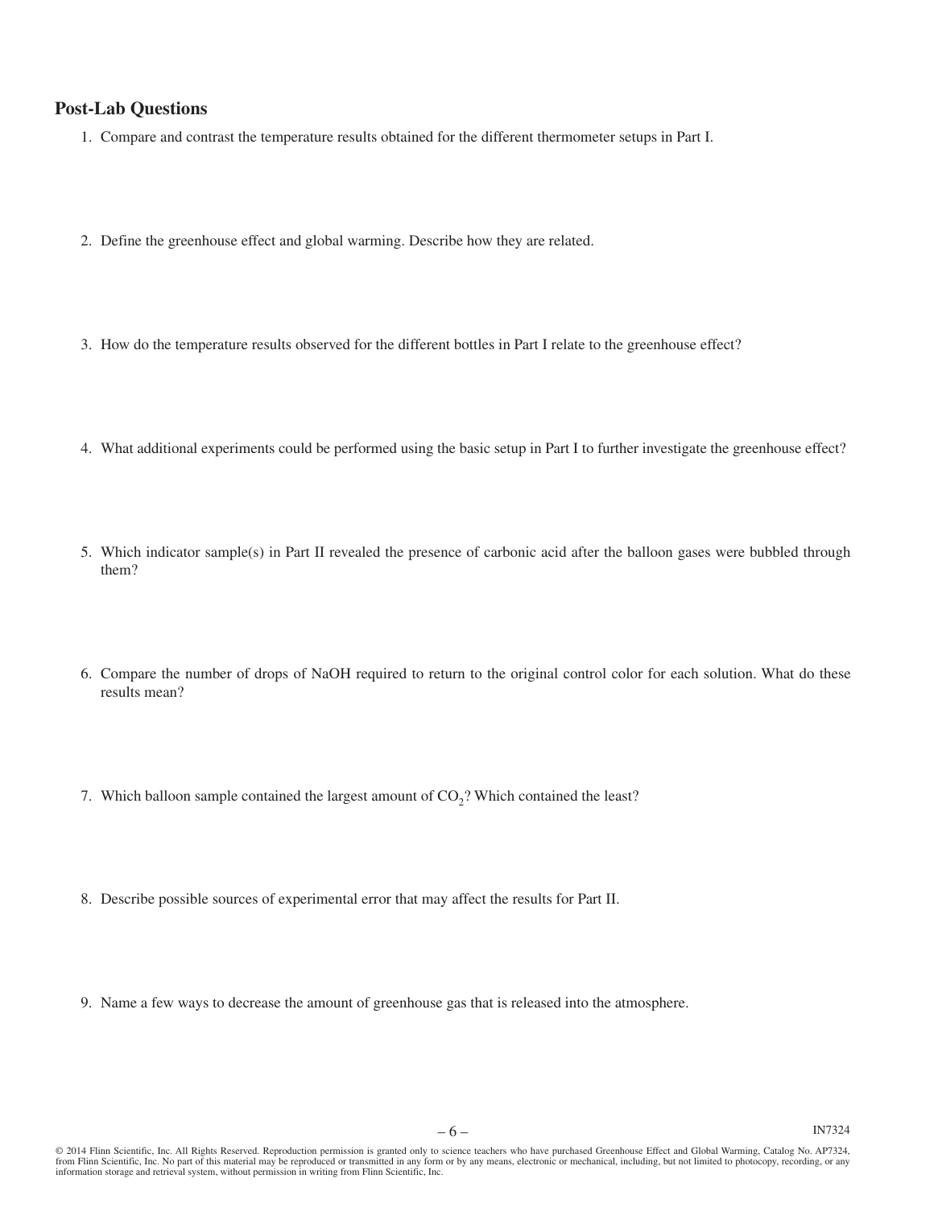## Post-Lab Questions

1. Compare and contrast the temperature results obtained for the different thermometer setups in Part I.

2. Define the greenhouse effect and global warming. Describe how they are related.

3. How do the temperature results observed for the different bottles in Part I relate to the greenhouse effect?

4. What additional experiments could be performed using the basic setup in Part I to further investigate the greenhouse effect?

5. Which indicator sample(s) in Part II revealed the presence of carbonic acid after the balloon gases were bubbled through them?

6. Compare the number of drops of NaOH required to return to the original control color for each solution. What do these results mean?

7. Which balloon sample contained the largest amount of $CO_2$? Which contained the least?

8. Describe possible sources of experimental error that may affect the results for Part II.

9. Name a few ways to decrease the amount of greenhouse gas that is released into the atmosphere.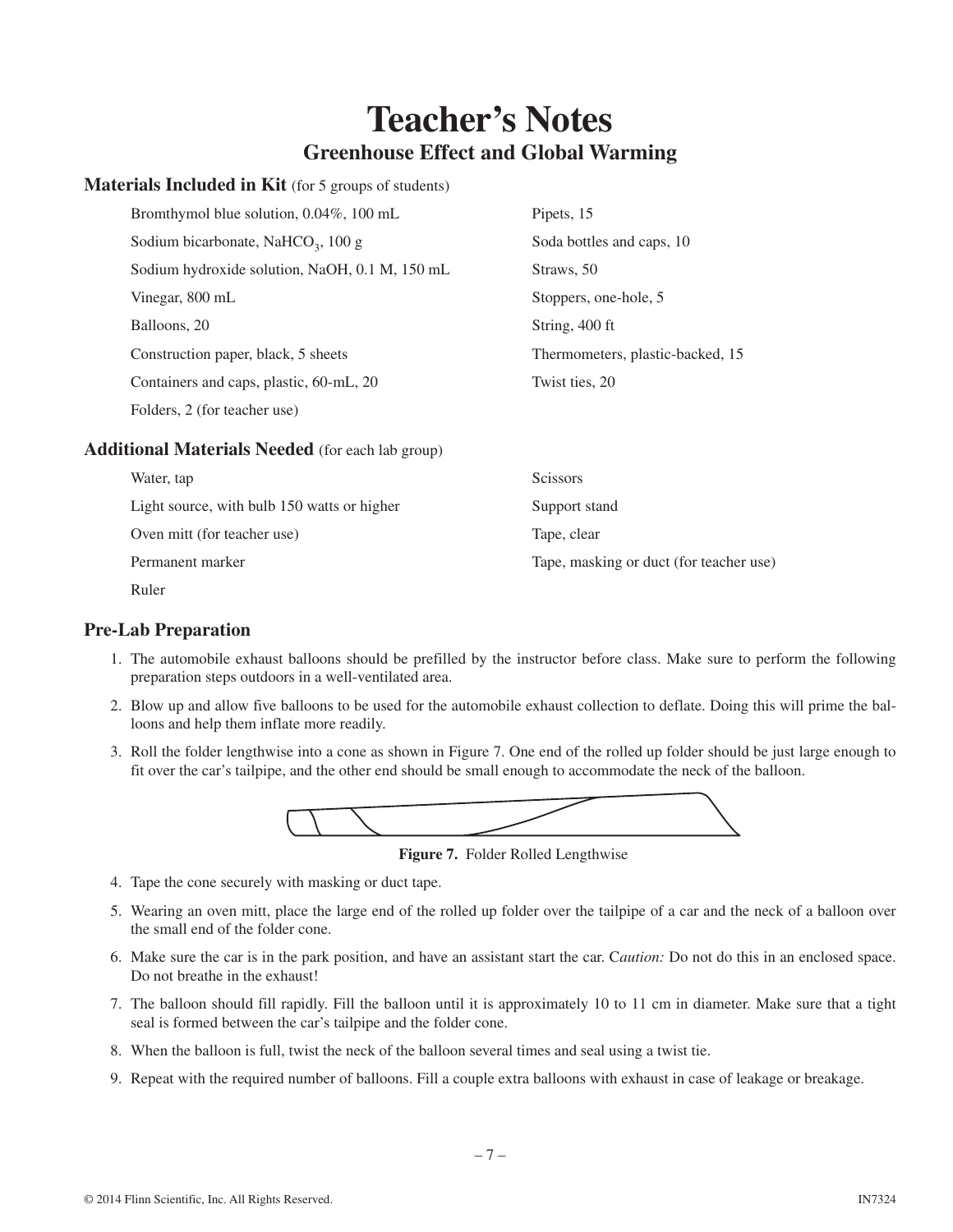# Teacher's Notes

## Greenhouse Effect and Global Warming

### Materials Included in Kit (for 5 groups of students)

- Bromthymol blue solution, 0.04%, 100 mL
- Sodium bicarbonate, $NaHCO_3$, 100 g
- Sodium hydroxide solution, NaOH, 0.1 M, 150 mL
- Vinegar, 800 mL
- Balloons, 20
- Construction paper, black, 5 sheets
- Containers and caps, plastic, 60-mL, 20
- Folders, 2 (for teacher use)
- Pipets, 15
- Soda bottles and caps, 10
- Straws, 50
- Stoppers, one-hole, 5
- String, 400 ft
- Thermometers, plastic-backed, 15
- Twist ties, 20

### Additional Materials Needed (for each lab group)

- Water, tap
- Light source, with bulb 150 watts or higher
- Oven mitt (for teacher use)
- Permanent marker
- Ruler
- Scissors
- Support stand
- Tape, clear
- Tape, masking or duct (for teacher use)

### Pre-Lab Preparation

1. The automobile exhaust balloons should be prefilled by the instructor before class. Make sure to perform the following preparation steps outdoors in a well-ventilated area.
2. Blow up and allow five balloons to be used for the automobile exhaust collection to deflate. Doing this will prime the balloons and help them inflate more readily.
3. Roll the folder lengthwise into a cone as shown in Figure 7. One end of the rolled up folder should be just large enough to fit over the car's tailpipe, and the other end should be small enough to accommodate the neck of the balloon.

**Figure 7.** Folder Rolled Lengthwise

4. Tape the cone securely with masking or duct tape.
5. Wearing an oven mitt, place the large end of the rolled up folder over the tailpipe of a car and the neck of a balloon over the small end of the folder cone.
6. Make sure the car is in the park position, and have an assistant start the car. C*aution:* Do not do this in an enclosed space. Do not breathe in the exhaust!
7. The balloon should fill rapidly. Fill the balloon until it is approximately 10 to 11 cm in diameter. Make sure that a tight seal is formed between the car's tailpipe and the folder cone.
8. When the balloon is full, twist the neck of the balloon several times and seal using a twist tie.
9. Repeat with the required number of balloons. Fill a couple extra balloons with exhaust in case of leakage or breakage.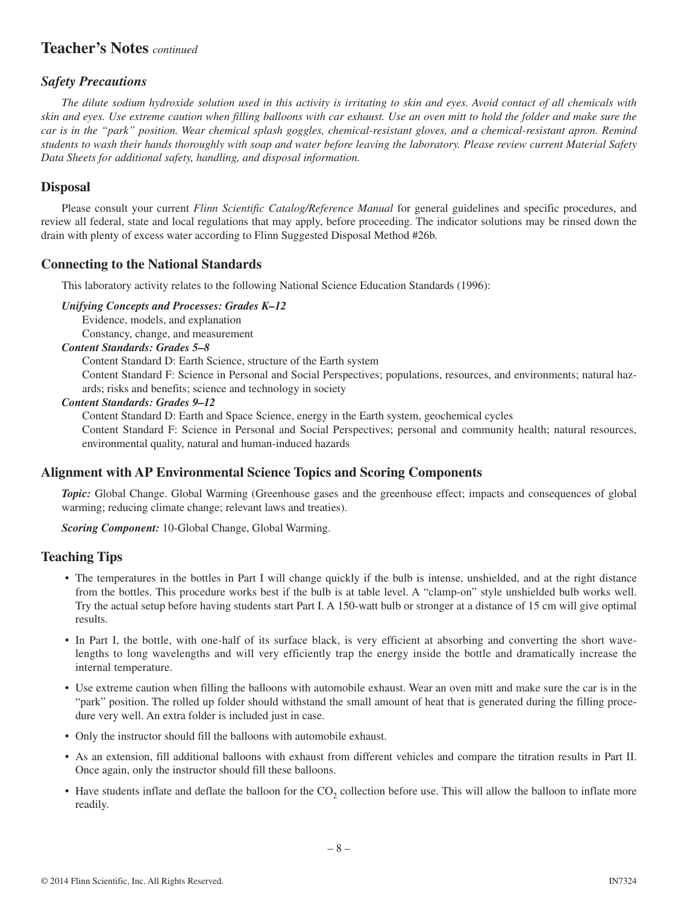## Teacher's Notes *continued*

### *Safety Precautions*

*The dilute sodium hydroxide solution used in this activity is irritating to skin and eyes. Avoid contact of all chemicals with skin and eyes. Use extreme caution when filling balloons with car exhaust. Use an oven mitt to hold the folder and make sure the car is in the "park" position. Wear chemical splash goggles, chemical-resistant gloves, and a chemical-resistant apron. Remind students to wash their hands thoroughly with soap and water before leaving the laboratory. Please review current Material Safety Data Sheets for additional safety, handling, and disposal information.*

### Disposal

Please consult your current *Flinn Scientific Catalog/Reference Manual* for general guidelines and specific procedures, and review all federal, state and local regulations that may apply, before proceeding. The indicator solutions may be rinsed down the drain with plenty of excess water according to Flinn Suggested Disposal Method #26b.

### Connecting to the National Standards

This laboratory activity relates to the following National Science Education Standards (1996):

***Unifying Concepts and Processes: Grades K–12***
Evidence, models, and explanation
Constancy, change, and measurement

***Content Standards: Grades 5–8***
Content Standard D: Earth Science, structure of the Earth system
Content Standard F: Science in Personal and Social Perspectives; populations, resources, and environments; natural hazards; risks and benefits; science and technology in society

***Content Standards: Grades 9–12***
Content Standard D: Earth and Space Science, energy in the Earth system, geochemical cycles
Content Standard F: Science in Personal and Social Perspectives; personal and community health; natural resources, environmental quality, natural and human-induced hazards

### Alignment with AP Environmental Science Topics and Scoring Components

***Topic:*** Global Change. Global Warming (Greenhouse gases and the greenhouse effect; impacts and consequences of global warming; reducing climate change; relevant laws and treaties).

***Scoring Component:*** 10-Global Change, Global Warming.

### Teaching Tips

- The temperatures in the bottles in Part I will change quickly if the bulb is intense, unshielded, and at the right distance from the bottles. This procedure works best if the bulb is at table level. A "clamp-on" style unshielded bulb works well. Try the actual setup before having students start Part I. A 150-watt bulb or stronger at a distance of 15 cm will give optimal results.
- In Part I, the bottle, with one-half of its surface black, is very efficient at absorbing and converting the short wavelengths to long wavelengths and will very efficiently trap the energy inside the bottle and dramatically increase the internal temperature.
- Use extreme caution when filling the balloons with automobile exhaust. Wear an oven mitt and make sure the car is in the "park" position. The rolled up folder should withstand the small amount of heat that is generated during the filling procedure very well. An extra folder is included just in case.
- Only the instructor should fill the balloons with automobile exhaust.
- As an extension, fill additional balloons with exhaust from different vehicles and compare the titration results in Part II. Once again, only the instructor should fill these balloons.
- Have students inflate and deflate the balloon for the $CO_2$ collection before use. This will allow the balloon to inflate more readily.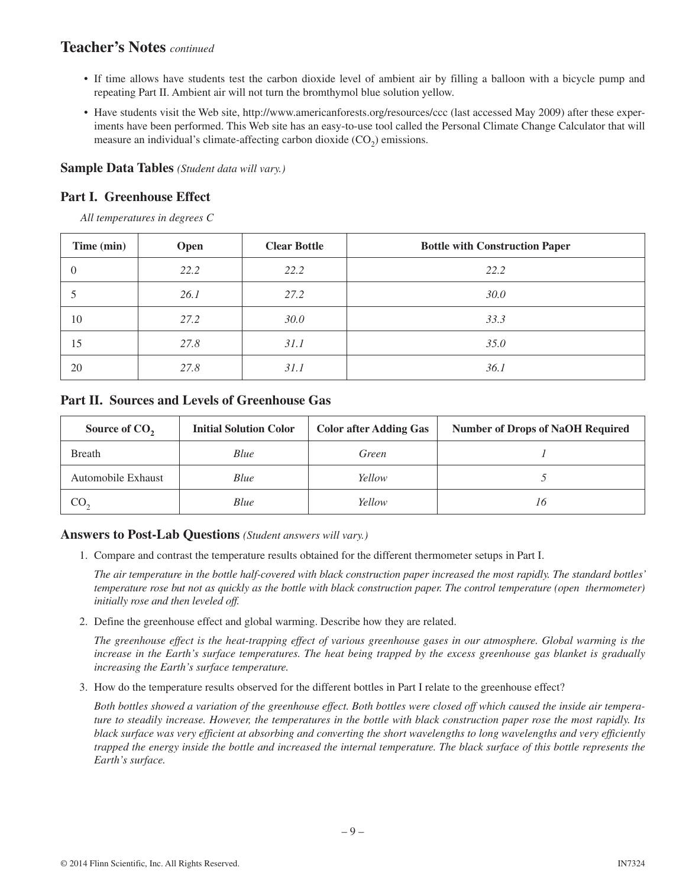## Teacher's Notes *continued*

- If time allows have students test the carbon dioxide level of ambient air by filling a balloon with a bicycle pump and repeating Part II. Ambient air will not turn the bromthymol blue solution yellow.
- Have students visit the Web site, http://www.americanforests.org/resources/ccc (last accessed May 2009) after these experiments have been performed. This Web site has an easy-to-use tool called the Personal Climate Change Calculator that will measure an individual's climate-affecting carbon dioxide ($CO_2$) emissions.

### Sample Data Tables *(Student data will vary.)*

### Part I. Greenhouse Effect

*All temperatures in degrees C*

| Time (min) | Open | Clear Bottle | Bottle with Construction Paper |
|---|---|---|---|
| 0 | *22.2* | *22.2* | *22.2* |
| 5 | *26.1* | *27.2* | *30.0* |
| 10 | *27.2* | *30.0* | *33.3* |
| 15 | *27.8* | *31.1* | *35.0* |
| 20 | *27.8* | *31.1* | *36.1* |

### Part II. Sources and Levels of Greenhouse Gas

| Source of $CO_2$ | Initial Solution Color | Color after Adding Gas | Number of Drops of NaOH Required |
|---|---|---|---|
| Breath | *Blue* | *Green* | *1* |
| Automobile Exhaust | *Blue* | *Yellow* | *5* |
| $CO_2$ | *Blue* | *Yellow* | *16* |

### Answers to Post-Lab Questions *(Student answers will vary.)*

1. Compare and contrast the temperature results obtained for the different thermometer setups in Part I.

   *The air temperature in the bottle half-covered with black construction paper increased the most rapidly. The standard bottles' temperature rose but not as quickly as the bottle with black construction paper. The control temperature (open thermometer) initially rose and then leveled off.*

2. Define the greenhouse effect and global warming. Describe how they are related.

   *The greenhouse effect is the heat-trapping effect of various greenhouse gases in our atmosphere. Global warming is the increase in the Earth's surface temperatures. The heat being trapped by the excess greenhouse gas blanket is gradually increasing the Earth's surface temperature.*

3. How do the temperature results observed for the different bottles in Part I relate to the greenhouse effect?

   *Both bottles showed a variation of the greenhouse effect. Both bottles were closed off which caused the inside air temperature to steadily increase. However, the temperatures in the bottle with black construction paper rose the most rapidly. Its black surface was very efficient at absorbing and converting the short wavelengths to long wavelengths and very efficiently trapped the energy inside the bottle and increased the internal temperature. The black surface of this bottle represents the Earth's surface.*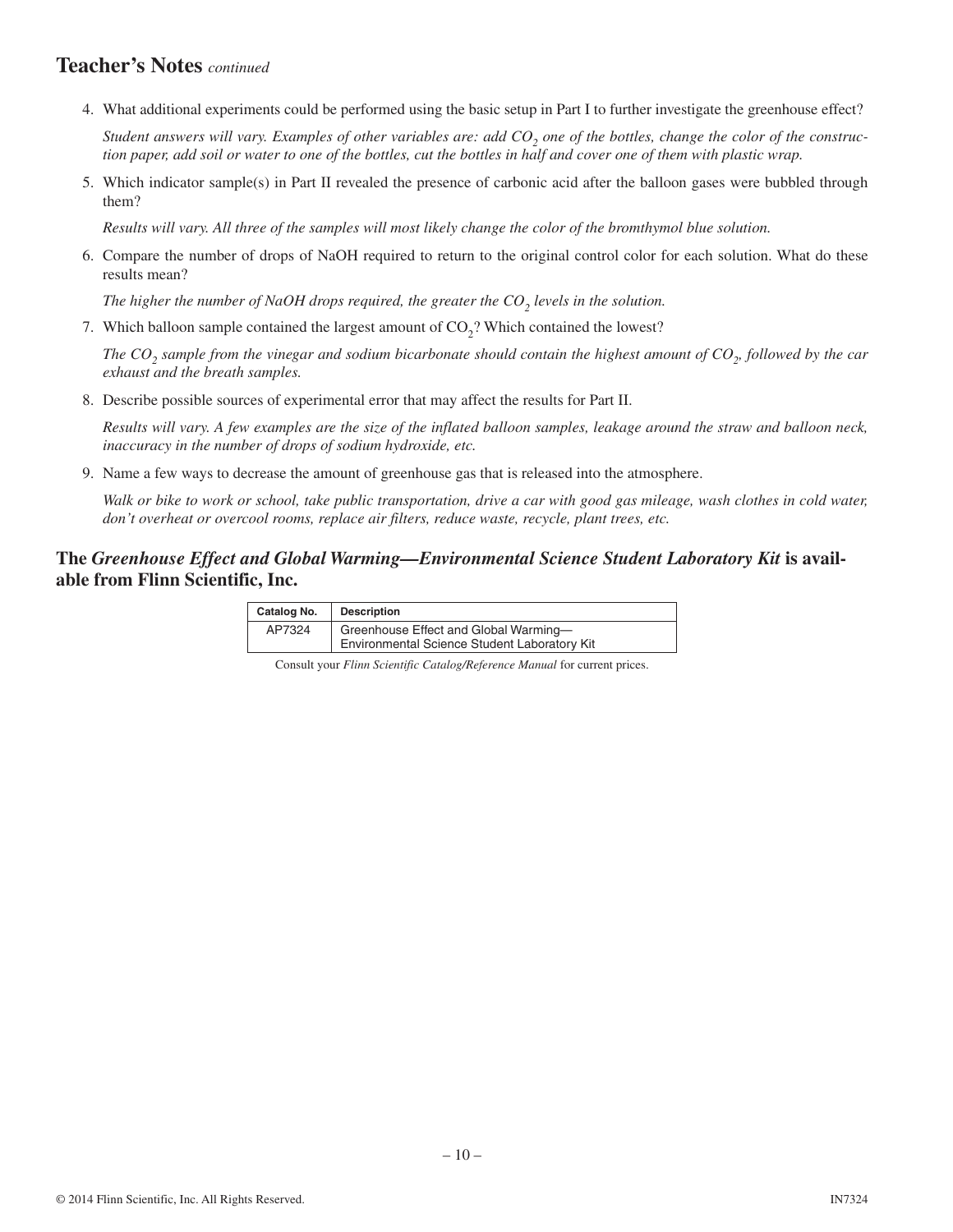## Teacher's Notes *continued*

4. What additional experiments could be performed using the basic setup in Part I to further investigate the greenhouse effect?

   *Student answers will vary. Examples of other variables are: add $CO_2$ one of the bottles, change the color of the construction paper, add soil or water to one of the bottles, cut the bottles in half and cover one of them with plastic wrap.*

5. Which indicator sample(s) in Part II revealed the presence of carbonic acid after the balloon gases were bubbled through them?

   *Results will vary. All three of the samples will most likely change the color of the bromthymol blue solution.*

6. Compare the number of drops of NaOH required to return to the original control color for each solution. What do these results mean?

   *The higher the number of NaOH drops required, the greater the $CO_2$ levels in the solution.*

7. Which balloon sample contained the largest amount of $CO_2$? Which contained the lowest?

   *The $CO_2$ sample from the vinegar and sodium bicarbonate should contain the highest amount of $CO_2$, followed by the car exhaust and the breath samples.*

8. Describe possible sources of experimental error that may affect the results for Part II.

   *Results will vary. A few examples are the size of the inflated balloon samples, leakage around the straw and balloon neck, inaccuracy in the number of drops of sodium hydroxide, etc.*

9. Name a few ways to decrease the amount of greenhouse gas that is released into the atmosphere.

   *Walk or bike to work or school, take public transportation, drive a car with good gas mileage, wash clothes in cold water, don't overheat or overcool rooms, replace air filters, reduce waste, recycle, plant trees, etc.*

### The *Greenhouse Effect and Global Warming—Environmental Science Student Laboratory Kit* is available from Flinn Scientific, Inc.

| Catalog No. | Description |
|---|---|
| AP7324 | Greenhouse Effect and Global Warming—Environmental Science Student Laboratory Kit |

Consult your *Flinn Scientific Catalog/Reference Manual* for current prices.